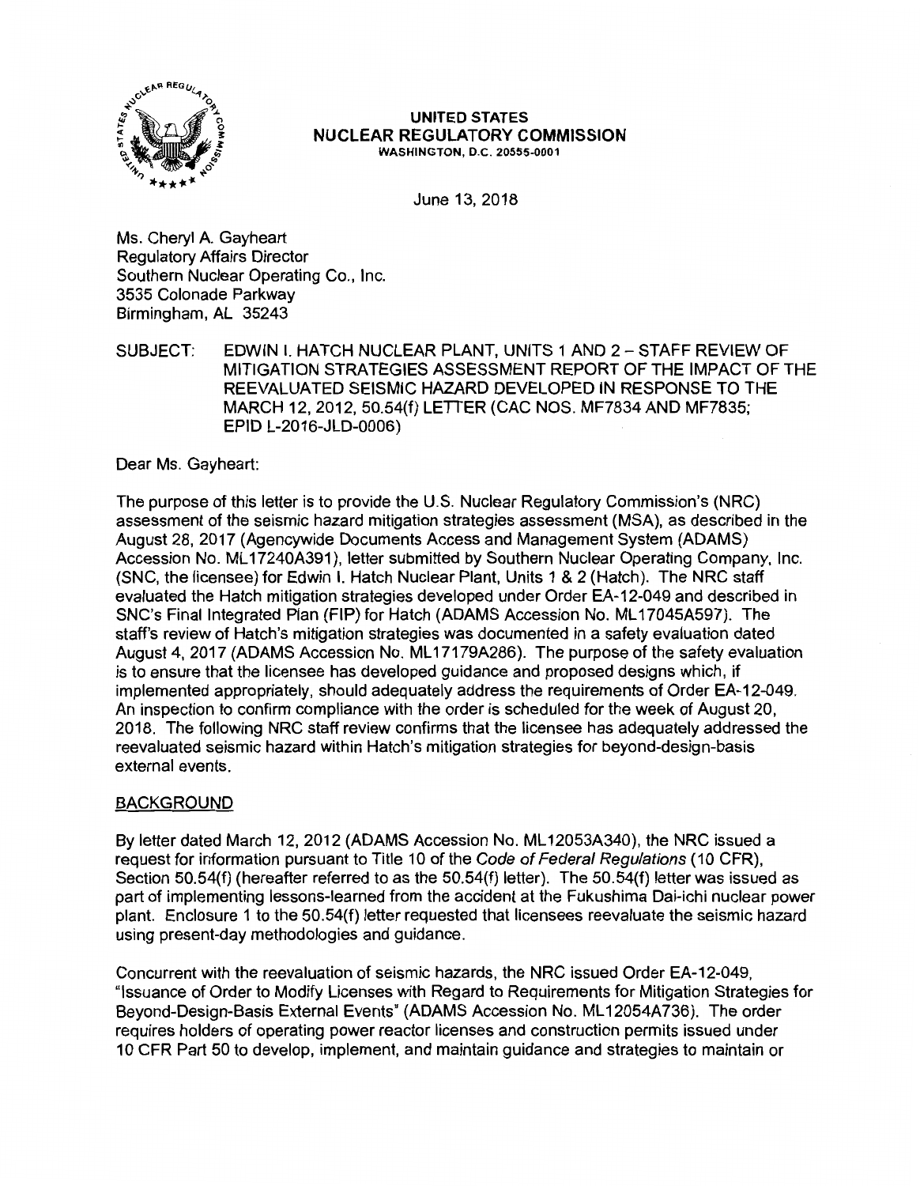**UNITED STATES**
**NUCLEAR REGULATORY COMMISSION**
WASHINGTON, D.C. 20555-0001

June 13, 2018

Ms. Cheryl A. Gayheart
Regulatory Affairs Director
Southern Nuclear Operating Co., Inc.
3535 Colonade Parkway
Birmingham, AL 35243

SUBJECT: EDWIN I. HATCH NUCLEAR PLANT, UNITS 1 AND 2 – STAFF REVIEW OF MITIGATION STRATEGIES ASSESSMENT REPORT OF THE IMPACT OF THE REEVALUATED SEISMIC HAZARD DEVELOPED IN RESPONSE TO THE MARCH 12, 2012, 50.54(f) LETTER (CAC NOS. MF7834 AND MF7835; EPID L-2016-JLD-0006)

Dear Ms. Gayheart:

The purpose of this letter is to provide the U.S. Nuclear Regulatory Commission's (NRC) assessment of the seismic hazard mitigation strategies assessment (MSA), as described in the August 28, 2017 (Agencywide Documents Access and Management System (ADAMS) Accession No. ML17240A391), letter submitted by Southern Nuclear Operating Company, Inc. (SNC, the licensee) for Edwin I. Hatch Nuclear Plant, Units 1 & 2 (Hatch). The NRC staff evaluated the Hatch mitigation strategies developed under Order EA-12-049 and described in SNC's Final Integrated Plan (FIP) for Hatch (ADAMS Accession No. ML17045A597). The staff's review of Hatch's mitigation strategies was documented in a safety evaluation dated August 4, 2017 (ADAMS Accession No. ML17179A286). The purpose of the safety evaluation is to ensure that the licensee has developed guidance and proposed designs which, if implemented appropriately, should adequately address the requirements of Order EA-12-049. An inspection to confirm compliance with the order is scheduled for the week of August 20, 2018. The following NRC staff review confirms that the licensee has adequately addressed the reevaluated seismic hazard within Hatch's mitigation strategies for beyond-design-basis external events.

## BACKGROUND

By letter dated March 12, 2012 (ADAMS Accession No. ML12053A340), the NRC issued a request for information pursuant to Title 10 of the *Code of Federal Regulations* (10 CFR), Section 50.54(f) (hereafter referred to as the 50.54(f) letter). The 50.54(f) letter was issued as part of implementing lessons-learned from the accident at the Fukushima Dai-ichi nuclear power plant. Enclosure 1 to the 50.54(f) letter requested that licensees reevaluate the seismic hazard using present-day methodologies and guidance.

Concurrent with the reevaluation of seismic hazards, the NRC issued Order EA-12-049, "Issuance of Order to Modify Licenses with Regard to Requirements for Mitigation Strategies for Beyond-Design-Basis External Events" (ADAMS Accession No. ML12054A736). The order requires holders of operating power reactor licenses and construction permits issued under 10 CFR Part 50 to develop, implement, and maintain guidance and strategies to maintain or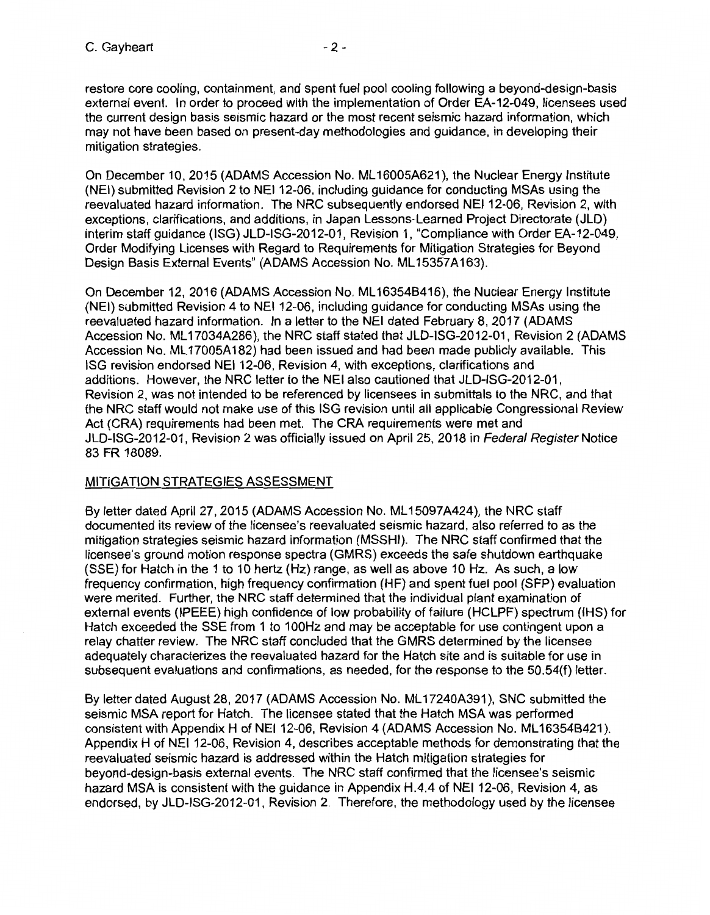restore core cooling, containment, and spent fuel pool cooling following a beyond-design-basis external event. In order to proceed with the implementation of Order EA-12-049, licensees used the current design basis seismic hazard or the most recent seismic hazard information, which may not have been based on present-day methodologies and guidance, in developing their mitigation strategies.

On December 10, 2015 (ADAMS Accession No. ML16005A621), the Nuclear Energy Institute (NEI) submitted Revision 2 to NEI 12-06, including guidance for conducting MSAs using the reevaluated hazard information. The NRC subsequently endorsed NEI 12-06, Revision 2, with exceptions, clarifications, and additions, in Japan Lessons-Learned Project Directorate (JLD) interim staff guidance (ISG) JLD-ISG-2012-01, Revision 1, "Compliance with Order EA-12-049, Order Modifying Licenses with Regard to Requirements for Mitigation Strategies for Beyond Design Basis External Events" (ADAMS Accession No. ML15357A163).

On December 12, 2016 (ADAMS Accession No. ML16354B416), the Nuclear Energy Institute (NEI) submitted Revision 4 to NEI 12-06, including guidance for conducting MSAs using the reevaluated hazard information. In a letter to the NEI dated February 8, 2017 (ADAMS Accession No. ML17034A286), the NRC staff stated that JLD-ISG-2012-01, Revision 2 (ADAMS Accession No. ML17005A182) had been issued and had been made publicly available. This ISG revision endorsed NEI 12-06, Revision 4, with exceptions, clarifications and additions. However, the NRC letter to the NEI also cautioned that JLD-ISG-2012-01, Revision 2, was not intended to be referenced by licensees in submittals to the NRC, and that the NRC staff would not make use of this ISG revision until all applicable Congressional Review Act (CRA) requirements had been met. The CRA requirements were met and JLD-ISG-2012-01, Revision 2 was officially issued on April 25, 2018 in *Federal Register* Notice 83 FR 18089.

## MITIGATION STRATEGIES ASSESSMENT

By letter dated April 27, 2015 (ADAMS Accession No. ML15097A424), the NRC staff documented its review of the licensee's reevaluated seismic hazard, also referred to as the mitigation strategies seismic hazard information (MSSHI). The NRC staff confirmed that the licensee's ground motion response spectra (GMRS) exceeds the safe shutdown earthquake (SSE) for Hatch in the 1 to 10 hertz (Hz) range, as well as above 10 Hz. As such, a low frequency confirmation, high frequency confirmation (HF) and spent fuel pool (SFP) evaluation were merited. Further, the NRC staff determined that the individual plant examination of external events (IPEEE) high confidence of low probability of failure (HCLPF) spectrum (IHS) for Hatch exceeded the SSE from 1 to 100Hz and may be acceptable for use contingent upon a relay chatter review. The NRC staff concluded that the GMRS determined by the licensee adequately characterizes the reevaluated hazard for the Hatch site and is suitable for use in subsequent evaluations and confirmations, as needed, for the response to the 50.54(f) letter.

By letter dated August 28, 2017 (ADAMS Accession No. ML17240A391), SNC submitted the seismic MSA report for Hatch. The licensee stated that the Hatch MSA was performed consistent with Appendix H of NEI 12-06, Revision 4 (ADAMS Accession No. ML16354B421). Appendix H of NEI 12-06, Revision 4, describes acceptable methods for demonstrating that the reevaluated seismic hazard is addressed within the Hatch mitigation strategies for beyond-design-basis external events. The NRC staff confirmed that the licensee's seismic hazard MSA is consistent with the guidance in Appendix H.4.4 of NEI 12-06, Revision 4, as endorsed, by JLD-ISG-2012-01, Revision 2. Therefore, the methodology used by the licensee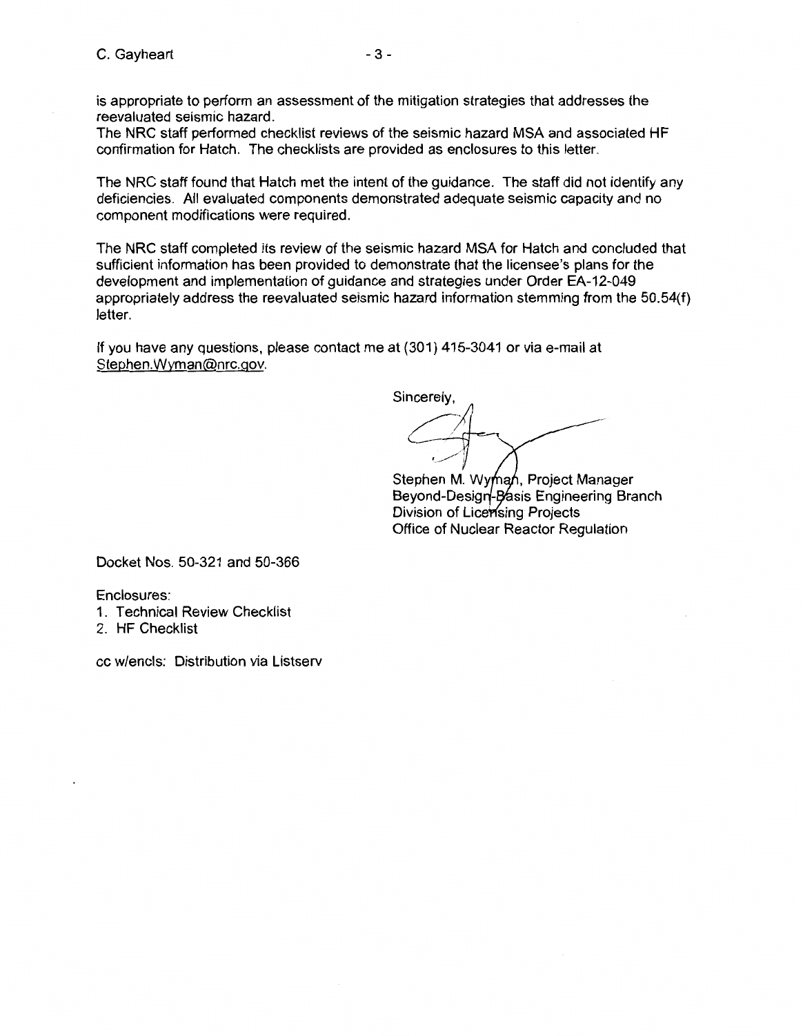is appropriate to perform an assessment of the mitigation strategies that addresses the reevaluated seismic hazard.

The NRC staff performed checklist reviews of the seismic hazard MSA and associated HF confirmation for Hatch. The checklists are provided as enclosures to this letter.

The NRC staff found that Hatch met the intent of the guidance. The staff did not identify any deficiencies. All evaluated components demonstrated adequate seismic capacity and no component modifications were required.

The NRC staff completed its review of the seismic hazard MSA for Hatch and concluded that sufficient information has been provided to demonstrate that the licensee's plans for the development and implementation of guidance and strategies under Order EA-12-049 appropriately address the reevaluated seismic hazard information stemming from the 50.54(f) letter.

If you have any questions, please contact me at (301) 415-3041 or via e-mail at Stephen.Wyman@nrc.gov.

Sincerely,

Stephen M. Wyman, Project Manager
Beyond-Design-Basis Engineering Branch
Division of Licensing Projects
Office of Nuclear Reactor Regulation

Docket Nos. 50-321 and 50-366

Enclosures:
1. Technical Review Checklist
2. HF Checklist

cc w/encls: Distribution via Listserv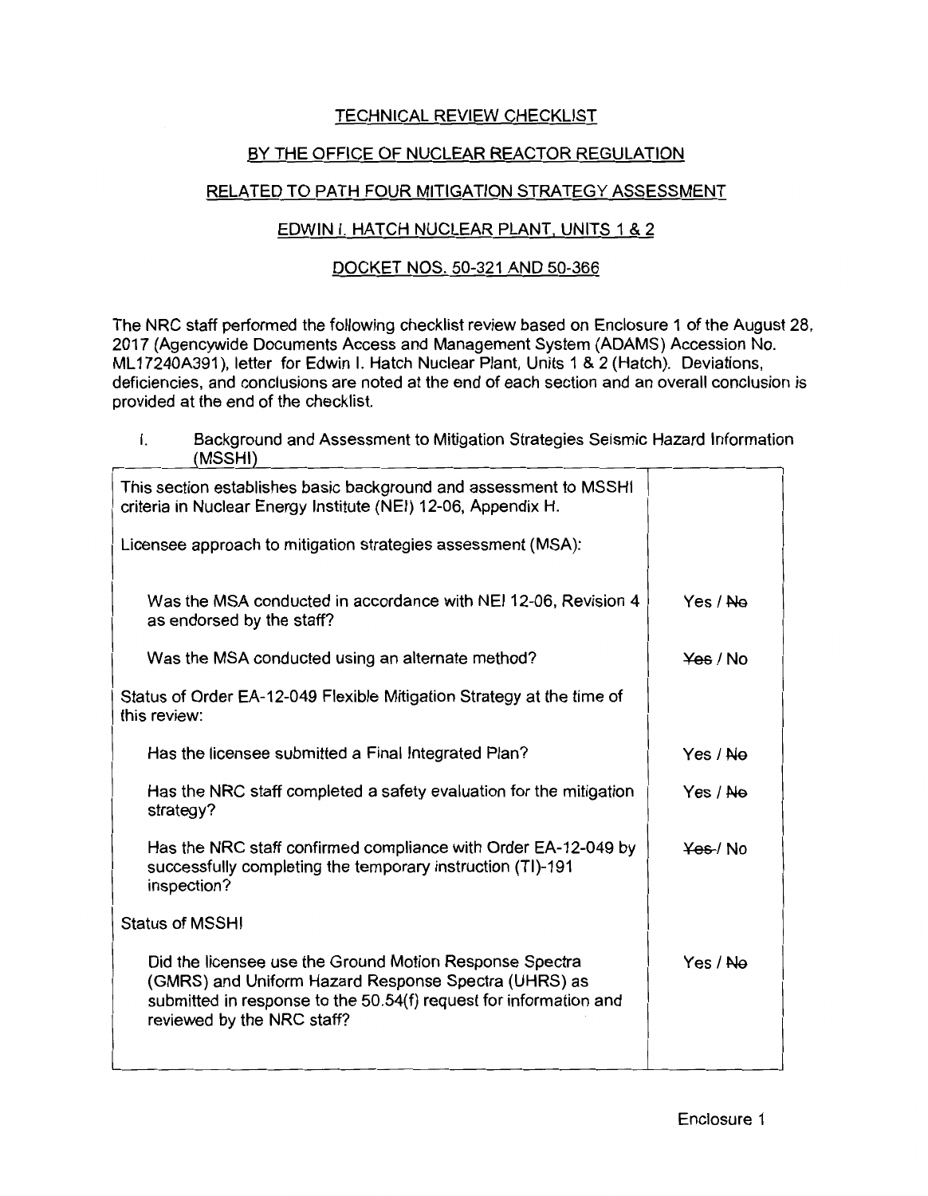TECHNICAL REVIEW CHECKLIST

BY THE OFFICE OF NUCLEAR REACTOR REGULATION

RELATED TO PATH FOUR MITIGATION STRATEGY ASSESSMENT

EDWIN I. HATCH NUCLEAR PLANT, UNITS 1 & 2

DOCKET NOS. 50-321 AND 50-366

The NRC staff performed the following checklist review based on Enclosure 1 of the August 28, 2017 (Agencywide Documents Access and Management System (ADAMS) Accession No. ML17240A391), letter for Edwin I. Hatch Nuclear Plant, Units 1 & 2 (Hatch). Deviations, deficiencies, and conclusions are noted at the end of each section and an overall conclusion is provided at the end of the checklist.

I. Background and Assessment to Mitigation Strategies Seismic Hazard Information (MSSHI)

| | |
|---|---|
| This section establishes basic background and assessment to MSSHI criteria in Nuclear Energy Institute (NEI) 12-06, Appendix H. | |
| Licensee approach to mitigation strategies assessment (MSA): | |
| Was the MSA conducted in accordance with NEI 12-06, Revision 4 as endorsed by the staff? | Yes / ~~No~~ |
| Was the MSA conducted using an alternate method? | ~~Yes~~ / No |
| Status of Order EA-12-049 Flexible Mitigation Strategy at the time of this review: | |
| Has the licensee submitted a Final Integrated Plan? | Yes / ~~No~~ |
| Has the NRC staff completed a safety evaluation for the mitigation strategy? | Yes / ~~No~~ |
| Has the NRC staff confirmed compliance with Order EA-12-049 by successfully completing the temporary instruction (TI)-191 inspection? | ~~Yes~~ / No |
| Status of MSSHI | |
| Did the licensee use the Ground Motion Response Spectra (GMRS) and Uniform Hazard Response Spectra (UHRS) as submitted in response to the 50.54(f) request for information and reviewed by the NRC staff? | Yes / ~~No~~ |

Enclosure 1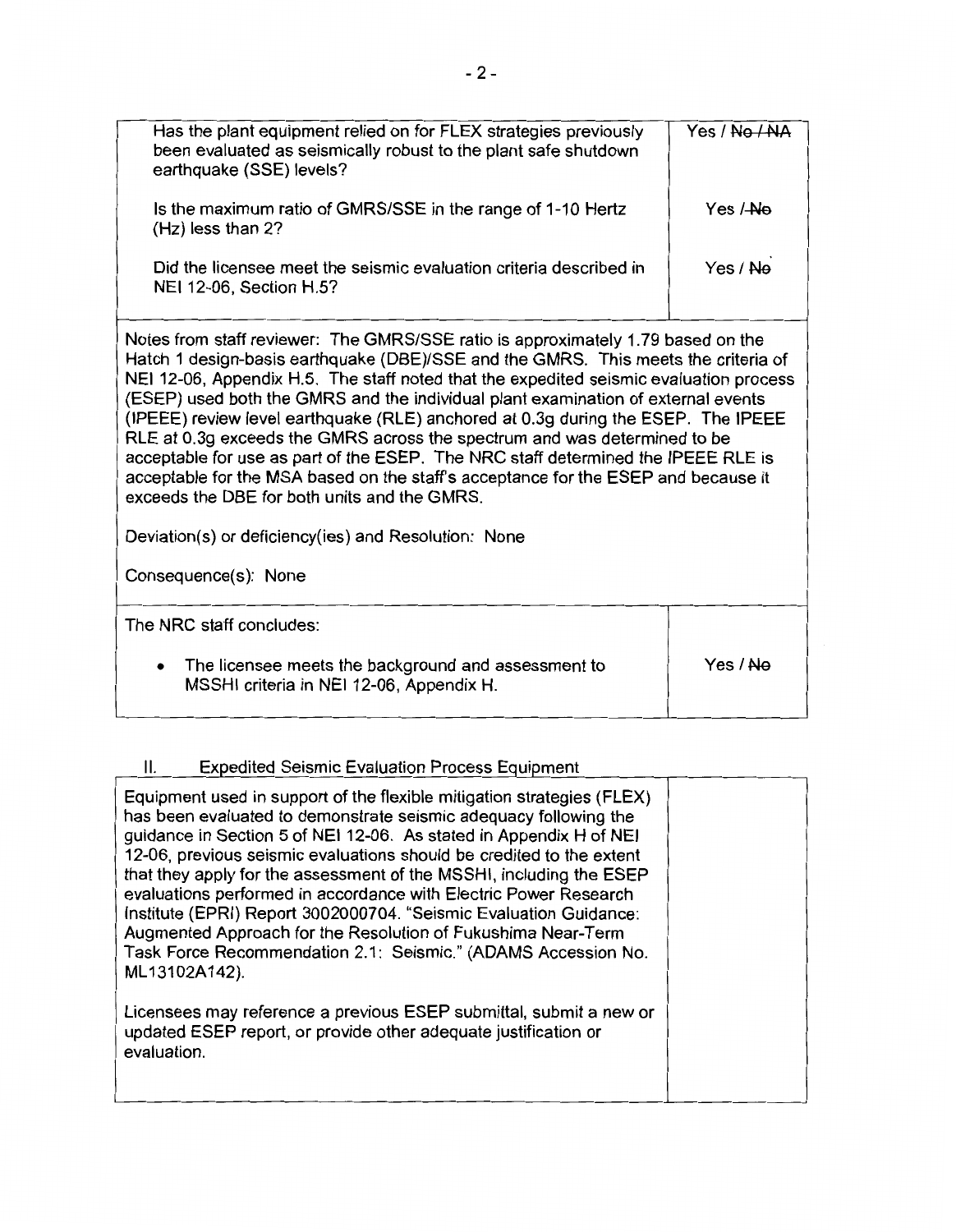| | |
|---|---|
| Has the plant equipment relied on for FLEX strategies previously been evaluated as seismically robust to the plant safe shutdown earthquake (SSE) levels? | Yes / ~~No / NA~~ |
| Is the maximum ratio of GMRS/SSE in the range of 1-10 Hertz (Hz) less than 2? | Yes / ~~No~~ |
| Did the licensee meet the seismic evaluation criteria described in NEI 12-06, Section H.5? | Yes / ~~No~~ |

Notes from staff reviewer: The GMRS/SSE ratio is approximately 1.79 based on the Hatch 1 design-basis earthquake (DBE)/SSE and the GMRS. This meets the criteria of NEI 12-06, Appendix H.5. The staff noted that the expedited seismic evaluation process (ESEP) used both the GMRS and the individual plant examination of external events (IPEEE) review level earthquake (RLE) anchored at 0.3g during the ESEP. The IPEEE RLE at 0.3g exceeds the GMRS across the spectrum and was determined to be acceptable for use as part of the ESEP. The NRC staff determined the IPEEE RLE is acceptable for the MSA based on the staff's acceptance for the ESEP and because it exceeds the DBE for both units and the GMRS.

Deviation(s) or deficiency(ies) and Resolution: None

Consequence(s): None

| | |
|---|---|
| The NRC staff concludes: | |
| • The licensee meets the background and assessment to MSSHI criteria in NEI 12-06, Appendix H. | Yes / ~~No~~ |

## II. Expedited Seismic Evaluation Process Equipment

| | |
|---|---|
| Equipment used in support of the flexible mitigation strategies (FLEX) has been evaluated to demonstrate seismic adequacy following the guidance in Section 5 of NEI 12-06. As stated in Appendix H of NEI 12-06, previous seismic evaluations should be credited to the extent that they apply for the assessment of the MSSHI, including the ESEP evaluations performed in accordance with Electric Power Research Institute (EPRI) Report 3002000704. "Seismic Evaluation Guidance: Augmented Approach for the Resolution of Fukushima Near-Term Task Force Recommendation 2.1: Seismic." (ADAMS Accession No. ML13102A142).<br><br>Licensees may reference a previous ESEP submittal, submit a new or updated ESEP report, or provide other adequate justification or evaluation. | |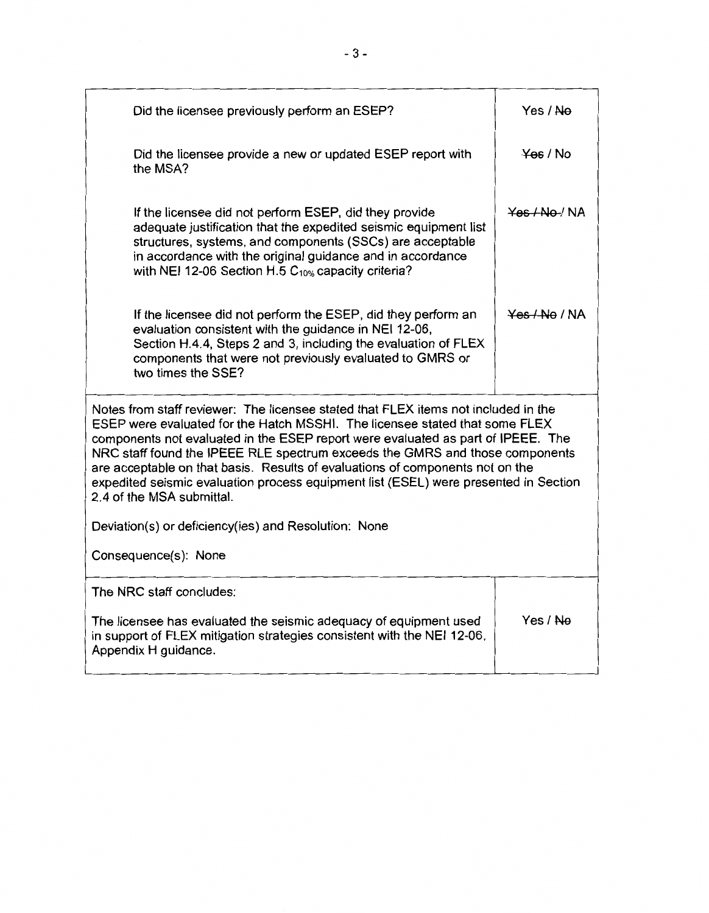| | |
|---|---|
| Did the licensee previously perform an ESEP? | Yes / ~~No~~ |
| Did the licensee provide a new or updated ESEP report with the MSA? | ~~Yes~~ / No |
| If the licensee did not perform ESEP, did they provide adequate justification that the expedited seismic equipment list structures, systems, and components (SSCs) are acceptable in accordance with the original guidance and in accordance with NEI 12-06 Section H.5 $C_{10\%}$ capacity criteria? | ~~Yes / No~~ / NA |
| If the licensee did not perform the ESEP, did they perform an evaluation consistent with the guidance in NEI 12-06, Section H.4.4, Steps 2 and 3, including the evaluation of FLEX components that were not previously evaluated to GMRS or two times the SSE? | ~~Yes / No~~ / NA |

Notes from staff reviewer: The licensee stated that FLEX items not included in the ESEP were evaluated for the Hatch MSSHI. The licensee stated that some FLEX components not evaluated in the ESEP report were evaluated as part of IPEEE. The NRC staff found the IPEEE RLE spectrum exceeds the GMRS and those components are acceptable on that basis. Results of evaluations of components not on the expedited seismic evaluation process equipment list (ESEL) were presented in Section 2.4 of the MSA submittal.

Deviation(s) or deficiency(ies) and Resolution: None

Consequence(s): None

| The NRC staff concludes: | |
|---|---|
| The licensee has evaluated the seismic adequacy of equipment used in support of FLEX mitigation strategies consistent with the NEI 12-06, Appendix H guidance. | Yes / ~~No~~ |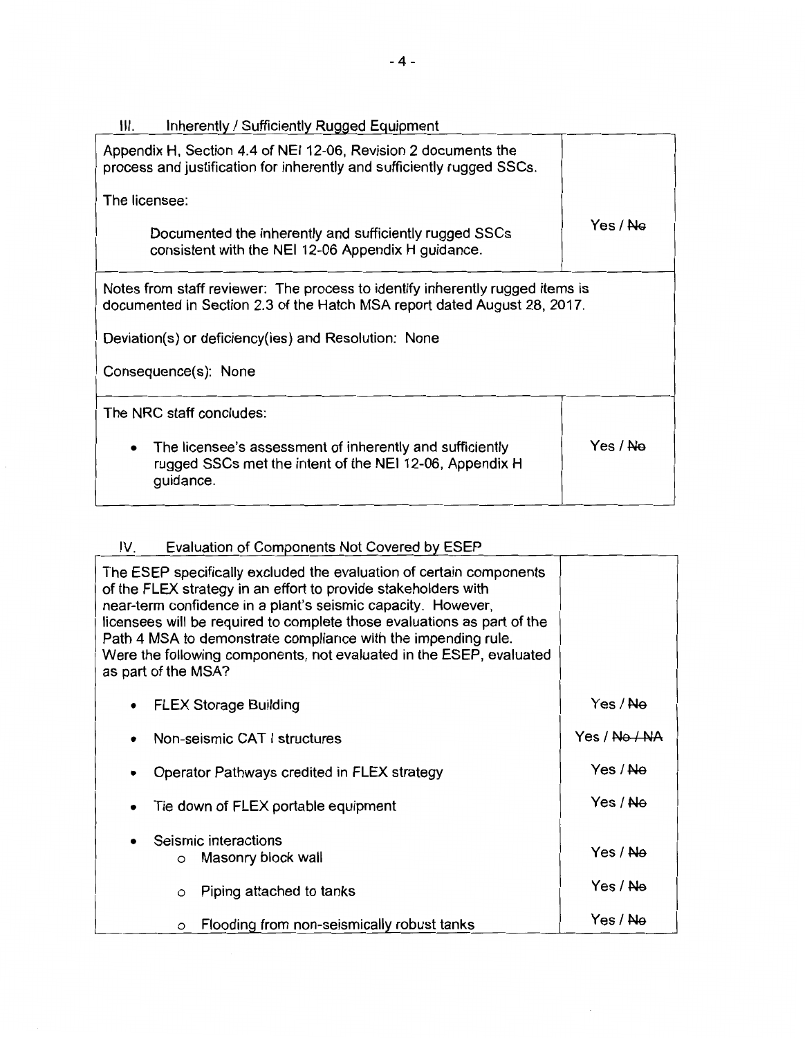## III. Inherently / Sufficiently Rugged Equipment

| | |
|---|---|
| Appendix H, Section 4.4 of NEI 12-06, Revision 2 documents the process and justification for inherently and sufficiently rugged SSCs.<br><br>The licensee:<br><br>Documented the inherently and sufficiently rugged SSCs consistent with the NEI 12-06 Appendix H guidance. | Yes / ~~No~~ |
| Notes from staff reviewer: The process to identify inherently rugged items is documented in Section 2.3 of the Hatch MSA report dated August 28, 2017.<br><br>Deviation(s) or deficiency(ies) and Resolution: None<br><br>Consequence(s): None | |
| The NRC staff concludes:<br><br>• The licensee's assessment of inherently and sufficiently rugged SSCs met the intent of the NEI 12-06, Appendix H guidance. | Yes / ~~No~~ |

## IV. Evaluation of Components Not Covered by ESEP

| | |
|---|---|
| The ESEP specifically excluded the evaluation of certain components of the FLEX strategy in an effort to provide stakeholders with near-term confidence in a plant's seismic capacity. However, licensees will be required to complete those evaluations as part of the Path 4 MSA to demonstrate compliance with the impending rule. Were the following components, not evaluated in the ESEP, evaluated as part of the MSA? | |
| • FLEX Storage Building | Yes / ~~No~~ |
| • Non-seismic CAT I structures | Yes / ~~No / NA~~ |
| • Operator Pathways credited in FLEX strategy | Yes / ~~No~~ |
| • Tie down of FLEX portable equipment | Yes / ~~No~~ |
| • Seismic interactions<br>  o Masonry block wall | Yes / ~~No~~ |
|   o Piping attached to tanks | Yes / ~~No~~ |
|   o Flooding from non-seismically robust tanks | Yes / ~~No~~ |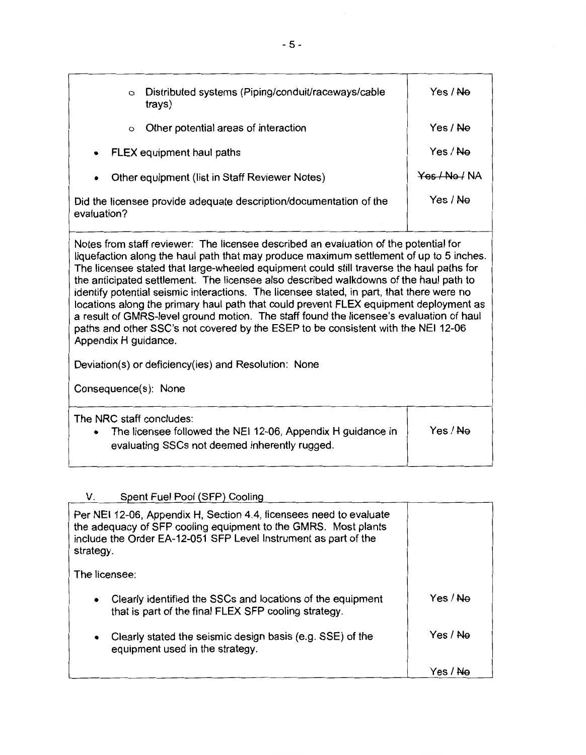| | |
|---|---|
| o Distributed systems (Piping/conduit/raceways/cable trays) | Yes / ~~No~~ |
| o Other potential areas of interaction | Yes / ~~No~~ |
| • FLEX equipment haul paths | Yes / ~~No~~ |
| • Other equipment (list in Staff Reviewer Notes) | ~~Yes / No /~~ NA |
| Did the licensee provide adequate description/documentation of the evaluation? | Yes / ~~No~~ |

Notes from staff reviewer: The licensee described an evaluation of the potential for liquefaction along the haul path that may produce maximum settlement of up to 5 inches. The licensee stated that large-wheeled equipment could still traverse the haul paths for the anticipated settlement. The licensee also described walkdowns of the haul path to identify potential seismic interactions. The licensee stated, in part, that there were no locations along the primary haul path that could prevent FLEX equipment deployment as a result of GMRS-level ground motion. The staff found the licensee's evaluation of haul paths and other SSC's not covered by the ESEP to be consistent with the NEI 12-06 Appendix H guidance.

Deviation(s) or deficiency(ies) and Resolution: None

Consequence(s): None

| | |
|---|---|
| The NRC staff concludes:<br>• The licensee followed the NEI 12-06, Appendix H guidance in evaluating SSCs not deemed inherently rugged. | Yes / ~~No~~ |

## V. Spent Fuel Pool (SFP) Cooling

| | |
|---|---|
| Per NEI 12-06, Appendix H, Section 4.4, licensees need to evaluate the adequacy of SFP cooling equipment to the GMRS. Most plants include the Order EA-12-051 SFP Level Instrument as part of the strategy. | |
| The licensee: | |
| • Clearly identified the SSCs and locations of the equipment that is part of the final FLEX SFP cooling strategy. | Yes / ~~No~~ |
| • Clearly stated the seismic design basis (e.g. SSE) of the equipment used in the strategy. | Yes / ~~No~~ |
| | Yes / ~~No~~ |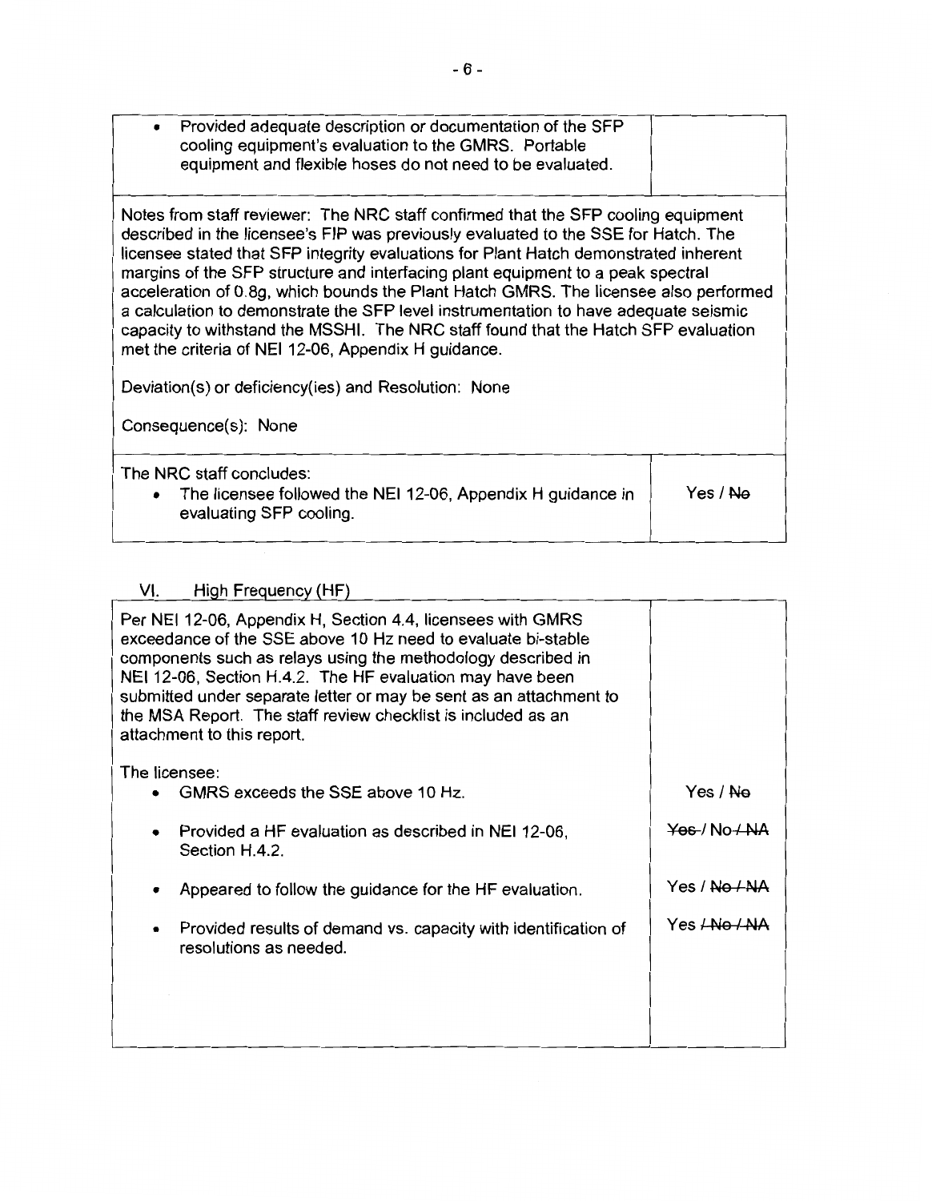| | |
|---|---|
| • Provided adequate description or documentation of the SFP cooling equipment's evaluation to the GMRS. Portable equipment and flexible hoses do not need to be evaluated. | |
| Notes from staff reviewer: The NRC staff confirmed that the SFP cooling equipment described in the licensee's FIP was previously evaluated to the SSE for Hatch. The licensee stated that SFP integrity evaluations for Plant Hatch demonstrated inherent margins of the SFP structure and interfacing plant equipment to a peak spectral acceleration of 0.8g, which bounds the Plant Hatch GMRS. The licensee also performed a calculation to demonstrate the SFP level instrumentation to have adequate seismic capacity to withstand the MSSHI. The NRC staff found that the Hatch SFP evaluation met the criteria of NEI 12-06, Appendix H guidance.<br><br>Deviation(s) or deficiency(ies) and Resolution: None<br><br>Consequence(s): None | |
| The NRC staff concludes:<br>• The licensee followed the NEI 12-06, Appendix H guidance in evaluating SFP cooling. | Yes / ~~No~~ |

## VI. High Frequency (HF)

| | |
|---|---|
| Per NEI 12-06, Appendix H, Section 4.4, licensees with GMRS exceedance of the SSE above 10 Hz need to evaluate bi-stable components such as relays using the methodology described in NEI 12-06, Section H.4.2. The HF evaluation may have been submitted under separate letter or may be sent as an attachment to the MSA Report. The staff review checklist is included as an attachment to this report. | |
| The licensee:<br>• GMRS exceeds the SSE above 10 Hz. | Yes / ~~No~~ |
| • Provided a HF evaluation as described in NEI 12-06, Section H.4.2. | ~~Yes~~ / No ~~/ NA~~ |
| • Appeared to follow the guidance for the HF evaluation. | Yes / ~~No / NA~~ |
| • Provided results of demand vs. capacity with identification of resolutions as needed. | Yes ~~/ No / NA~~ |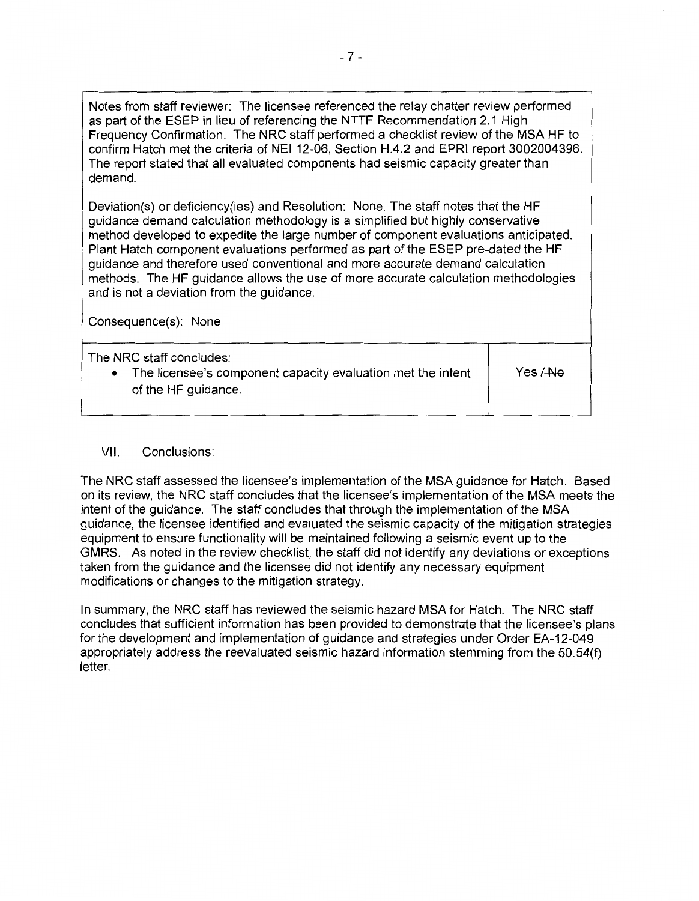Notes from staff reviewer: The licensee referenced the relay chatter review performed as part of the ESEP in lieu of referencing the NTTF Recommendation 2.1 High Frequency Confirmation. The NRC staff performed a checklist review of the MSA HF to confirm Hatch met the criteria of NEI 12-06, Section H.4.2 and EPRI report 3002004396. The report stated that all evaluated components had seismic capacity greater than demand.

Deviation(s) or deficiency(ies) and Resolution: None. The staff notes that the HF guidance demand calculation methodology is a simplified but highly conservative method developed to expedite the large number of component evaluations anticipated. Plant Hatch component evaluations performed as part of the ESEP pre-dated the HF guidance and therefore used conventional and more accurate demand calculation methods. The HF guidance allows the use of more accurate calculation methodologies and is not a deviation from the guidance.

Consequence(s): None

| The NRC staff concludes: | |
|---|---|
| • The licensee's component capacity evaluation met the intent of the HF guidance. | Yes / ~~No~~ |

VII. Conclusions:

The NRC staff assessed the licensee's implementation of the MSA guidance for Hatch. Based on its review, the NRC staff concludes that the licensee's implementation of the MSA meets the intent of the guidance. The staff concludes that through the implementation of the MSA guidance, the licensee identified and evaluated the seismic capacity of the mitigation strategies equipment to ensure functionality will be maintained following a seismic event up to the GMRS. As noted in the review checklist, the staff did not identify any deviations or exceptions taken from the guidance and the licensee did not identify any necessary equipment modifications or changes to the mitigation strategy.

In summary, the NRC staff has reviewed the seismic hazard MSA for Hatch. The NRC staff concludes that sufficient information has been provided to demonstrate that the licensee's plans for the development and implementation of guidance and strategies under Order EA-12-049 appropriately address the reevaluated seismic hazard information stemming from the 50.54(f) letter.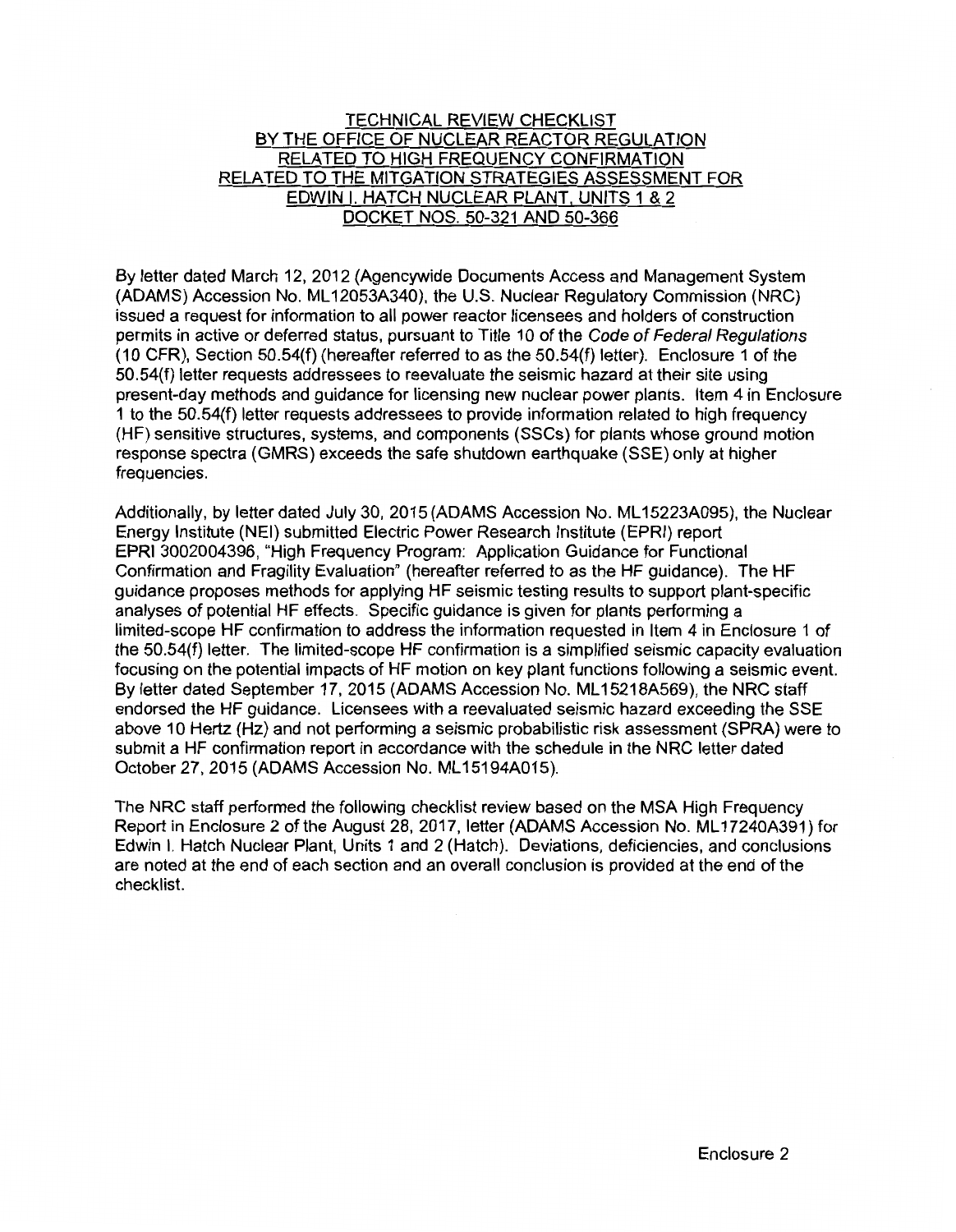# TECHNICAL REVIEW CHECKLIST BY THE OFFICE OF NUCLEAR REACTOR REGULATION RELATED TO HIGH FREQUENCY CONFIRMATION RELATED TO THE MITGATION STRATEGIES ASSESSMENT FOR EDWIN I. HATCH NUCLEAR PLANT, UNITS 1 & 2 DOCKET NOS. 50-321 AND 50-366

By letter dated March 12, 2012 (Agencywide Documents Access and Management System (ADAMS) Accession No. ML12053A340), the U.S. Nuclear Regulatory Commission (NRC) issued a request for information to all power reactor licensees and holders of construction permits in active or deferred status, pursuant to Title 10 of the *Code of Federal Regulations* (10 CFR), Section 50.54(f) (hereafter referred to as the 50.54(f) letter). Enclosure 1 of the 50.54(f) letter requests addressees to reevaluate the seismic hazard at their site using present-day methods and guidance for licensing new nuclear power plants. Item 4 in Enclosure 1 to the 50.54(f) letter requests addressees to provide information related to high frequency (HF) sensitive structures, systems, and components (SSCs) for plants whose ground motion response spectra (GMRS) exceeds the safe shutdown earthquake (SSE) only at higher frequencies.

Additionally, by letter dated July 30, 2015 (ADAMS Accession No. ML15223A095), the Nuclear Energy Institute (NEI) submitted Electric Power Research Institute (EPRI) report EPRI 3002004396, "High Frequency Program: Application Guidance for Functional Confirmation and Fragility Evaluation" (hereafter referred to as the HF guidance). The HF guidance proposes methods for applying HF seismic testing results to support plant-specific analyses of potential HF effects. Specific guidance is given for plants performing a limited-scope HF confirmation to address the information requested in Item 4 in Enclosure 1 of the 50.54(f) letter. The limited-scope HF confirmation is a simplified seismic capacity evaluation focusing on the potential impacts of HF motion on key plant functions following a seismic event. By letter dated September 17, 2015 (ADAMS Accession No. ML15218A569), the NRC staff endorsed the HF guidance. Licensees with a reevaluated seismic hazard exceeding the SSE above 10 Hertz (Hz) and not performing a seismic probabilistic risk assessment (SPRA) were to submit a HF confirmation report in accordance with the schedule in the NRC letter dated October 27, 2015 (ADAMS Accession No. ML15194A015).

The NRC staff performed the following checklist review based on the MSA High Frequency Report in Enclosure 2 of the August 28, 2017, letter (ADAMS Accession No. ML17240A391) for Edwin I. Hatch Nuclear Plant, Units 1 and 2 (Hatch). Deviations, deficiencies, and conclusions are noted at the end of each section and an overall conclusion is provided at the end of the checklist.

Enclosure 2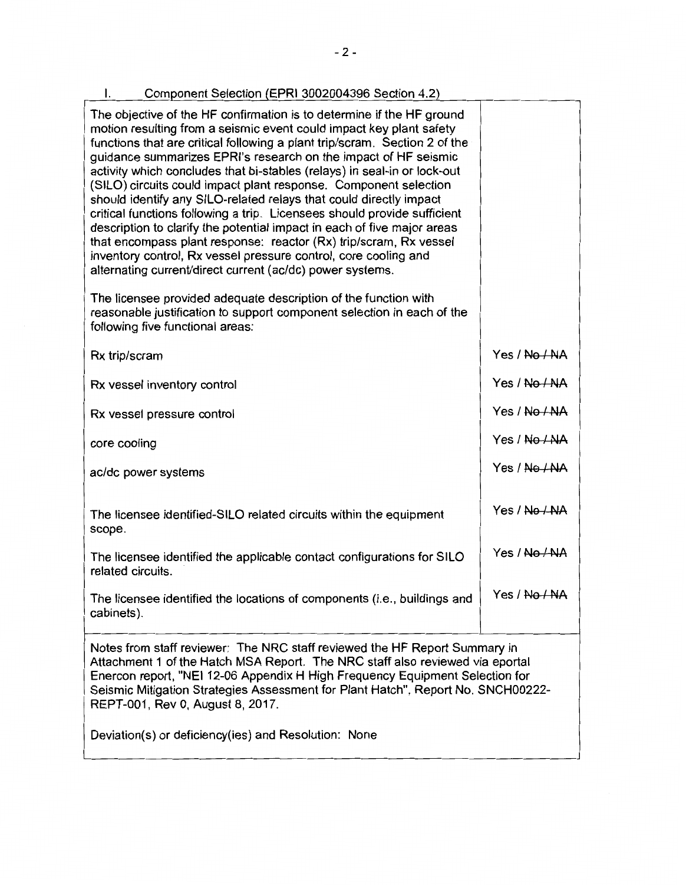## I. Component Selection (EPRI 3002004396 Section 4.2)

| | |
|---|---|
| The objective of the HF confirmation is to determine if the HF ground motion resulting from a seismic event could impact key plant safety functions that are critical following a plant trip/scram. Section 2 of the guidance summarizes EPRI's research on the impact of HF seismic activity which concludes that bi-stables (relays) in seal-in or lock-out (SILO) circuits could impact plant response. Component selection should identify any SILO-related relays that could directly impact critical functions following a trip. Licensees should provide sufficient description to clarify the potential impact in each of five major areas that encompass plant response: reactor (Rx) trip/scram, Rx vessel inventory control, Rx vessel pressure control, core cooling and alternating current/direct current (ac/dc) power systems.<br><br>The licensee provided adequate description of the function with reasonable justification to support component selection in each of the following five functional areas: | |
| Rx trip/scram | Yes / ~~No / NA~~ |
| Rx vessel inventory control | Yes / ~~No / NA~~ |
| Rx vessel pressure control | Yes / ~~No / NA~~ |
| core cooling | Yes / ~~No / NA~~ |
| ac/dc power systems | Yes / ~~No / NA~~ |
| The licensee identified-SILO related circuits within the equipment scope. | Yes / ~~No / NA~~ |
| The licensee identified the applicable contact configurations for SILO related circuits. | Yes / ~~No / NA~~ |
| The licensee identified the locations of components (i.e., buildings and cabinets). | Yes / ~~No / NA~~ |

Notes from staff reviewer: The NRC staff reviewed the HF Report Summary in Attachment 1 of the Hatch MSA Report. The NRC staff also reviewed via eportal Enercon report, "NEI 12-06 Appendix H High Frequency Equipment Selection for Seismic Mitigation Strategies Assessment for Plant Hatch", Report No. SNCH00222-REPT-001, Rev 0, August 8, 2017.

Deviation(s) or deficiency(ies) and Resolution: None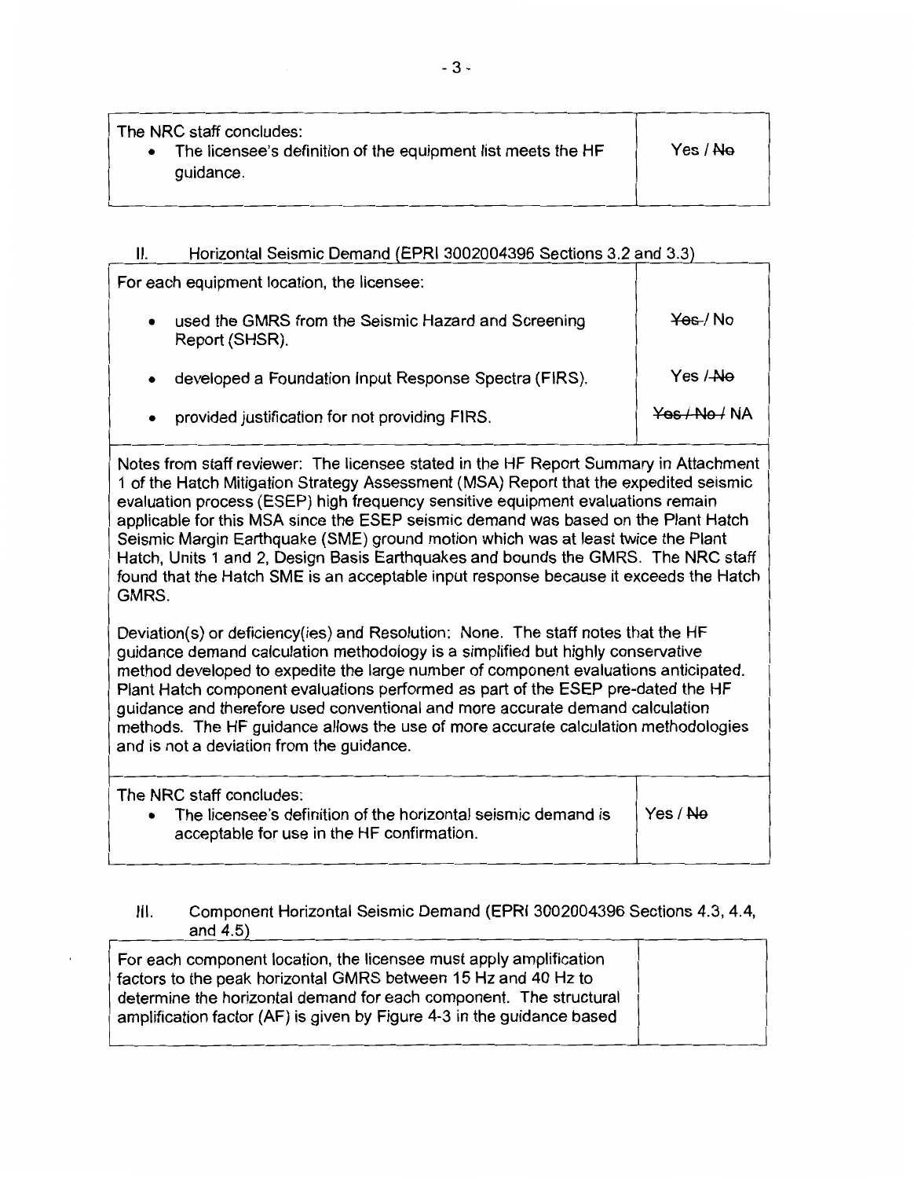| The NRC staff concludes: | |
|---|---|
| • The licensee's definition of the equipment list meets the HF guidance. | Yes / ~~No~~ |

II. Horizontal Seismic Demand (EPRI 3002004396 Sections 3.2 and 3.3)

| For each equipment location, the licensee: | |
|---|---|
| • used the GMRS from the Seismic Hazard and Screening Report (SHSR). | ~~Yes~~ / No |
| • developed a Foundation Input Response Spectra (FIRS). | Yes / ~~No~~ |
| • provided justification for not providing FIRS. | ~~Yes~~ / ~~No~~ / NA |

Notes from staff reviewer: The licensee stated in the HF Report Summary in Attachment 1 of the Hatch Mitigation Strategy Assessment (MSA) Report that the expedited seismic evaluation process (ESEP) high frequency sensitive equipment evaluations remain applicable for this MSA since the ESEP seismic demand was based on the Plant Hatch Seismic Margin Earthquake (SME) ground motion which was at least twice the Plant Hatch, Units 1 and 2, Design Basis Earthquakes and bounds the GMRS. The NRC staff found that the Hatch SME is an acceptable input response because it exceeds the Hatch GMRS.

Deviation(s) or deficiency(ies) and Resolution: None. The staff notes that the HF guidance demand calculation methodology is a simplified but highly conservative method developed to expedite the large number of component evaluations anticipated. Plant Hatch component evaluations performed as part of the ESEP pre-dated the HF guidance and therefore used conventional and more accurate demand calculation methods. The HF guidance allows the use of more accurate calculation methodologies and is not a deviation from the guidance.

| The NRC staff concludes: | |
|---|---|
| • The licensee's definition of the horizontal seismic demand is acceptable for use in the HF confirmation. | Yes / ~~No~~ |

III. Component Horizontal Seismic Demand (EPRI 3002004396 Sections 4.3, 4.4, and 4.5)

| For each component location, the licensee must apply amplification factors to the peak horizontal GMRS between 15 Hz and 40 Hz to determine the horizontal demand for each component. The structural amplification factor (AF) is given by Figure 4-3 in the guidance based | |
|---|---|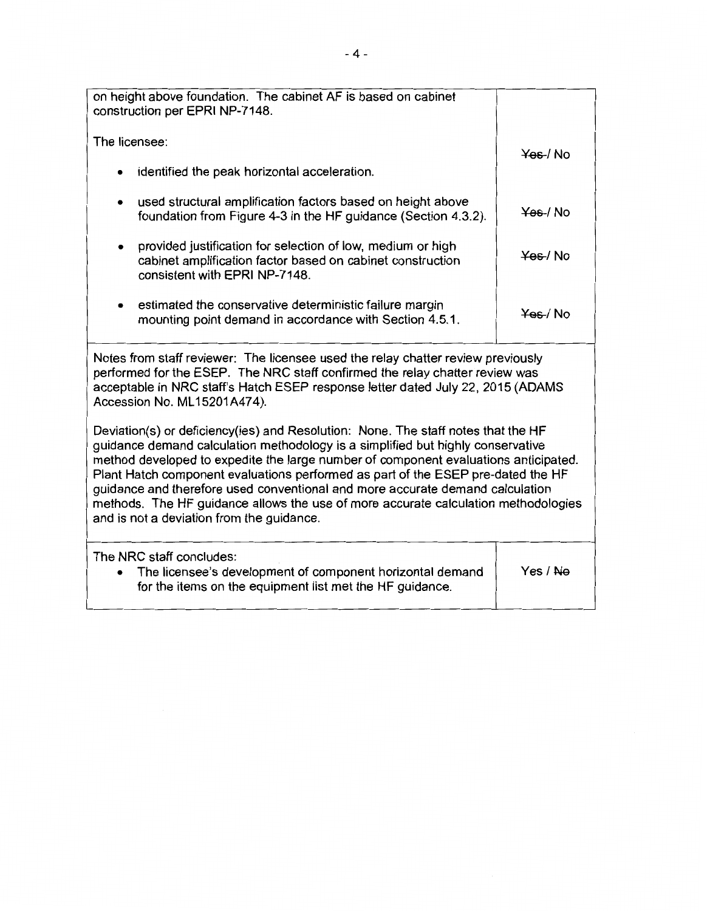| | |
|---|---|
| on height above foundation. The cabinet AF is based on cabinet construction per EPRI NP-7148. | |
| The licensee: | |
| • identified the peak horizontal acceleration. | ~~Yes~~ / No |
| • used structural amplification factors based on height above foundation from Figure 4-3 in the HF guidance (Section 4.3.2). | ~~Yes~~ / No |
| • provided justification for selection of low, medium or high cabinet amplification factor based on cabinet construction consistent with EPRI NP-7148. | ~~Yes~~ / No |
| • estimated the conservative deterministic failure margin mounting point demand in accordance with Section 4.5.1. | ~~Yes~~ / No |
| Notes from staff reviewer: The licensee used the relay chatter review previously performed for the ESEP. The NRC staff confirmed the relay chatter review was acceptable in NRC staff's Hatch ESEP response letter dated July 22, 2015 (ADAMS Accession No. ML15201A474).<br><br>Deviation(s) or deficiency(ies) and Resolution: None. The staff notes that the HF guidance demand calculation methodology is a simplified but highly conservative method developed to expedite the large number of component evaluations anticipated. Plant Hatch component evaluations performed as part of the ESEP pre-dated the HF guidance and therefore used conventional and more accurate demand calculation methods. The HF guidance allows the use of more accurate calculation methodologies and is not a deviation from the guidance. | |
| The NRC staff concludes:<br>• The licensee's development of component horizontal demand for the items on the equipment list met the HF guidance. | Yes / ~~No~~ |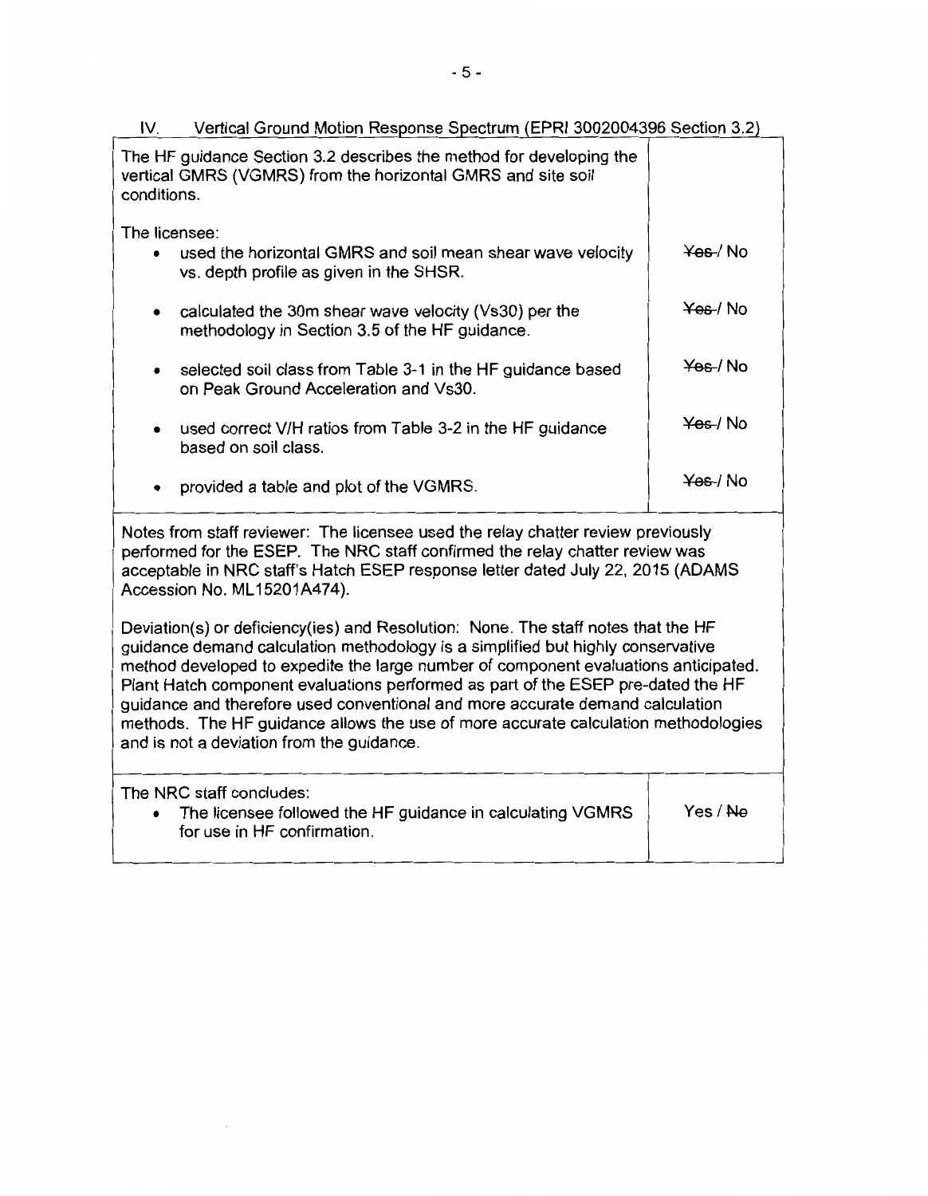IV. Vertical Ground Motion Response Spectrum (EPRI 3002004396 Section 3.2)

| | |
|---|---|
| The HF guidance Section 3.2 describes the method for developing the vertical GMRS (VGMRS) from the horizontal GMRS and site soil conditions. | |
| The licensee: | |
| • used the horizontal GMRS and soil mean shear wave velocity vs. depth profile as given in the SHSR. | ~~Yes~~ / No |
| • calculated the 30m shear wave velocity (Vs30) per the methodology in Section 3.5 of the HF guidance. | ~~Yes~~ / No |
| • selected soil class from Table 3-1 in the HF guidance based on Peak Ground Acceleration and Vs30. | ~~Yes~~ / No |
| • used correct V/H ratios from Table 3-2 in the HF guidance based on soil class. | ~~Yes~~ / No |
| • provided a table and plot of the VGMRS. | ~~Yes~~ / No |
| Notes from staff reviewer: The licensee used the relay chatter review previously performed for the ESEP. The NRC staff confirmed the relay chatter review was acceptable in NRC staff's Hatch ESEP response letter dated July 22, 2015 (ADAMS Accession No. ML15201A474).<br><br>Deviation(s) or deficiency(ies) and Resolution: None. The staff notes that the HF guidance demand calculation methodology is a simplified but highly conservative method developed to expedite the large number of component evaluations anticipated. Plant Hatch component evaluations performed as part of the ESEP pre-dated the HF guidance and therefore used conventional and more accurate demand calculation methods. The HF guidance allows the use of more accurate calculation methodologies and is not a deviation from the guidance. | |
| The NRC staff concludes:<br>• The licensee followed the HF guidance in calculating VGMRS for use in HF confirmation. | Yes / ~~No~~ |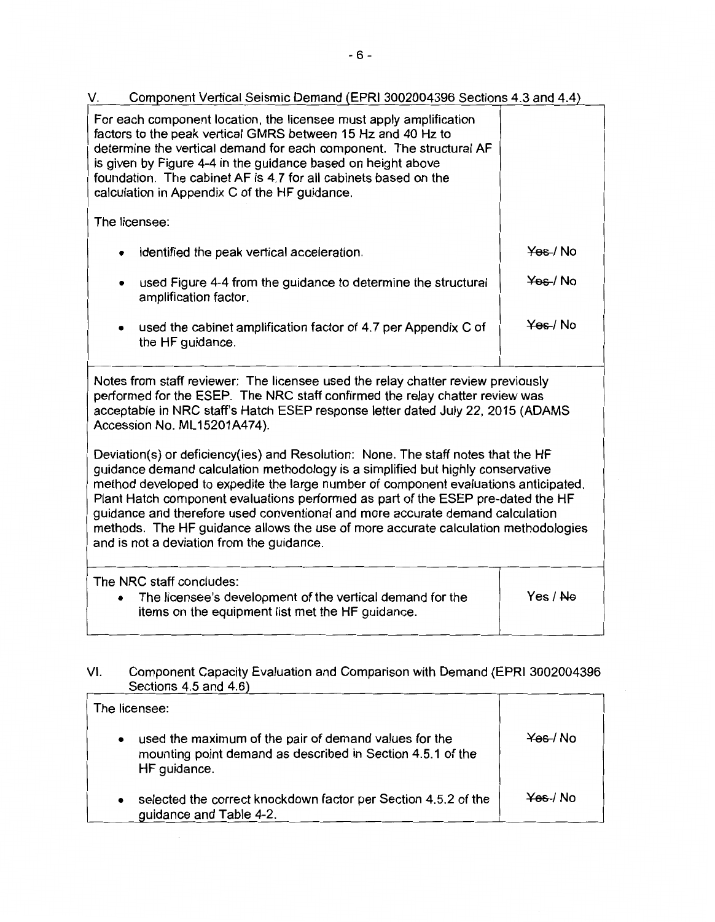## V. Component Vertical Seismic Demand (EPRI 3002004396 Sections 4.3 and 4.4)

| | |
|---|---|
| For each component location, the licensee must apply amplification factors to the peak vertical GMRS between 15 Hz and 40 Hz to determine the vertical demand for each component. The structural AF is given by Figure 4-4 in the guidance based on height above foundation. The cabinet AF is 4.7 for all cabinets based on the calculation in Appendix C of the HF guidance.<br><br>The licensee: | |
| • identified the peak vertical acceleration. | ~~Yes~~ / No |
| • used Figure 4-4 from the guidance to determine the structural amplification factor. | ~~Yes~~ / No |
| • used the cabinet amplification factor of 4.7 per Appendix C of the HF guidance. | ~~Yes~~ / No |
| Notes from staff reviewer: The licensee used the relay chatter review previously performed for the ESEP. The NRC staff confirmed the relay chatter review was acceptable in NRC staff's Hatch ESEP response letter dated July 22, 2015 (ADAMS Accession No. ML15201A474).<br><br>Deviation(s) or deficiency(ies) and Resolution: None. The staff notes that the HF guidance demand calculation methodology is a simplified but highly conservative method developed to expedite the large number of component evaluations anticipated. Plant Hatch component evaluations performed as part of the ESEP pre-dated the HF guidance and therefore used conventional and more accurate demand calculation methods. The HF guidance allows the use of more accurate calculation methodologies and is not a deviation from the guidance. | |
| The NRC staff concludes:<br>• The licensee's development of the vertical demand for the items on the equipment list met the HF guidance. | Yes / ~~No~~ |

## VI. Component Capacity Evaluation and Comparison with Demand (EPRI 3002004396 Sections 4.5 and 4.6)

| | |
|---|---|
| The licensee: | |
| • used the maximum of the pair of demand values for the mounting point demand as described in Section 4.5.1 of the HF guidance. | ~~Yes~~ / No |
| • selected the correct knockdown factor per Section 4.5.2 of the guidance and Table 4-2. | ~~Yes~~ / No |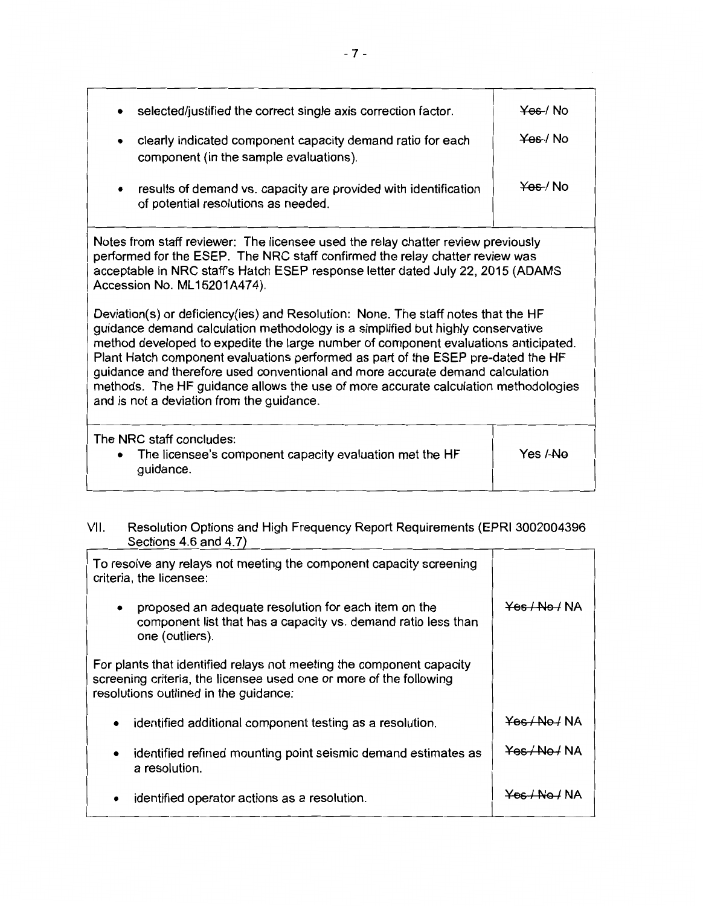| | |
|---|---|
| • selected/justified the correct single axis correction factor. | ~~Yes~~ / No |
| • clearly indicated component capacity demand ratio for each component (in the sample evaluations). | ~~Yes~~ / No |
| • results of demand vs. capacity are provided with identification of potential resolutions as needed. | ~~Yes~~ / No |

Notes from staff reviewer: The licensee used the relay chatter review previously performed for the ESEP. The NRC staff confirmed the relay chatter review was acceptable in NRC staff's Hatch ESEP response letter dated July 22, 2015 (ADAMS Accession No. ML15201A474).

Deviation(s) or deficiency(ies) and Resolution: None. The staff notes that the HF guidance demand calculation methodology is a simplified but highly conservative method developed to expedite the large number of component evaluations anticipated. Plant Hatch component evaluations performed as part of the ESEP pre-dated the HF guidance and therefore used conventional and more accurate demand calculation methods. The HF guidance allows the use of more accurate calculation methodologies and is not a deviation from the guidance.

| | |
|---|---|
| The NRC staff concludes:<br>• The licensee's component capacity evaluation met the HF guidance. | Yes / ~~No~~ |

VII. Resolution Options and High Frequency Report Requirements (EPRI 3002004396 Sections 4.6 and 4.7)

| | |
|---|---|
| To resolve any relays not meeting the component capacity screening criteria, the licensee: | |
| • proposed an adequate resolution for each item on the component list that has a capacity vs. demand ratio less than one (outliers). | ~~Yes / No~~ / NA |
| For plants that identified relays not meeting the component capacity screening criteria, the licensee used one or more of the following resolutions outlined in the guidance: | |
| • identified additional component testing as a resolution. | ~~Yes / No~~ / NA |
| • identified refined mounting point seismic demand estimates as a resolution. | ~~Yes / No~~ / NA |
| • identified operator actions as a resolution. | ~~Yes / No~~ / NA |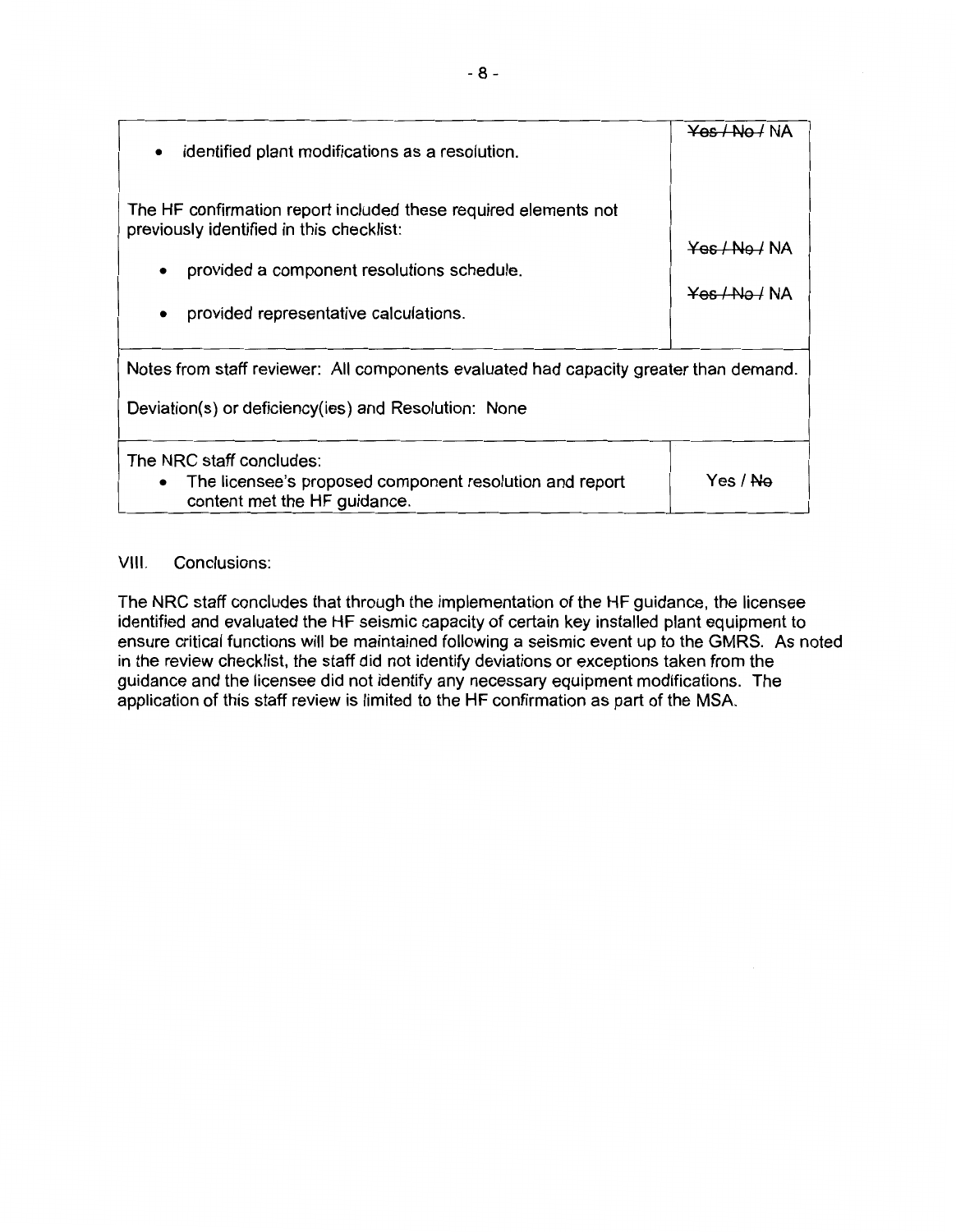| | |
|---|---|
| • identified plant modifications as a resolution. | ~~Yes / No /~~ NA |
| The HF confirmation report included these required elements not previously identified in this checklist:<br><br>• provided a component resolutions schedule.<br><br>• provided representative calculations. | <br><br>~~Yes / No /~~ NA<br><br>~~Yes / No /~~ NA |
| Notes from staff reviewer: All components evaluated had capacity greater than demand.<br><br>Deviation(s) or deficiency(ies) and Resolution: None | |
| The NRC staff concludes:<br>• The licensee's proposed component resolution and report content met the HF guidance. | Yes / ~~No~~ |

VIII. Conclusions:

The NRC staff concludes that through the implementation of the HF guidance, the licensee identified and evaluated the HF seismic capacity of certain key installed plant equipment to ensure critical functions will be maintained following a seismic event up to the GMRS. As noted in the review checklist, the staff did not identify deviations or exceptions taken from the guidance and the licensee did not identify any necessary equipment modifications. The application of this staff review is limited to the HF confirmation as part of the MSA.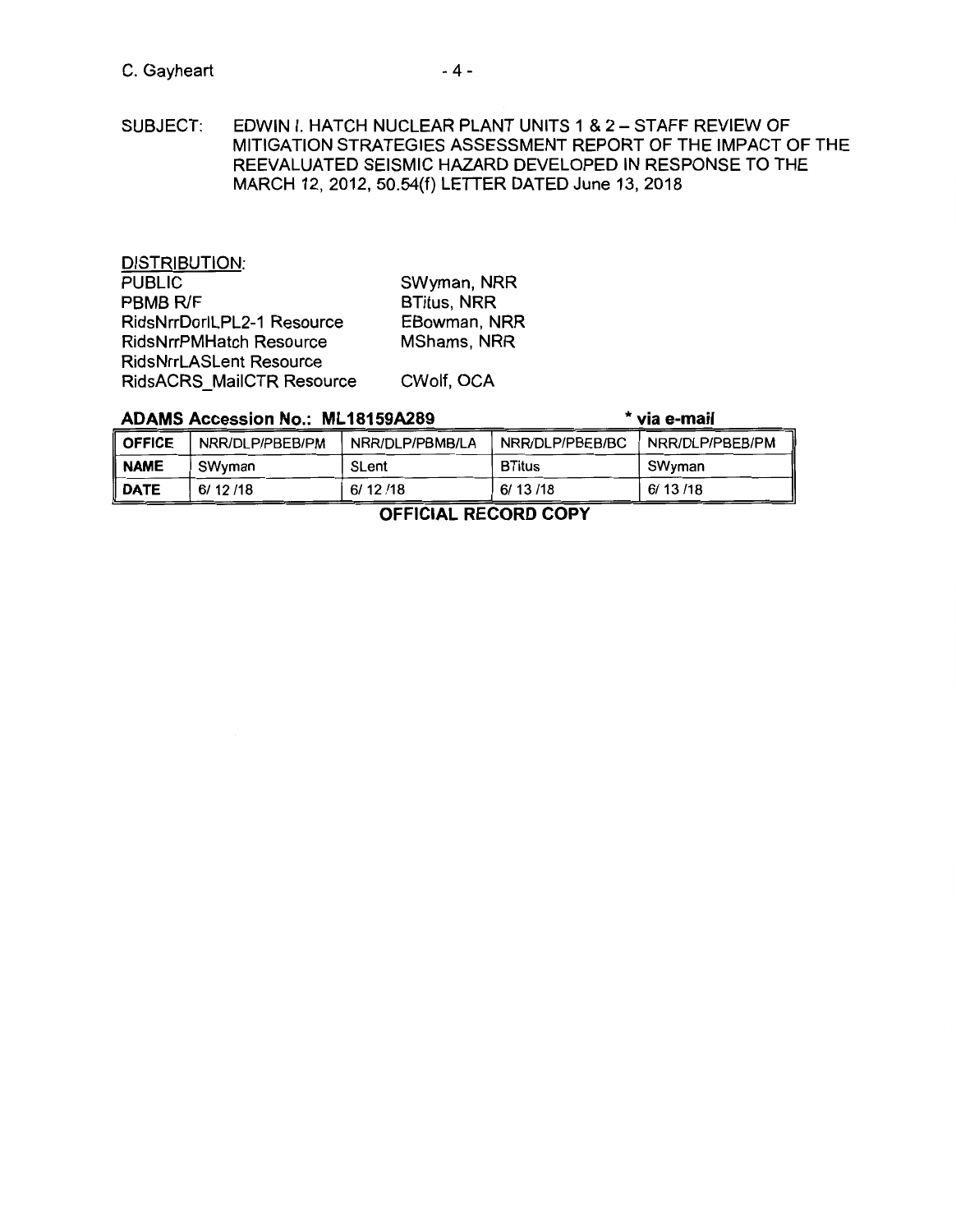SUBJECT: EDWIN I. HATCH NUCLEAR PLANT UNITS 1 & 2 – STAFF REVIEW OF MITIGATION STRATEGIES ASSESSMENT REPORT OF THE IMPACT OF THE REEVALUATED SEISMIC HAZARD DEVELOPED IN RESPONSE TO THE MARCH 12, 2012, 50.54(f) LETTER DATED June 13, 2018

DISTRIBUTION:

| | |
|---|---|
| PUBLIC | SWyman, NRR |
| PBMB R/F | BTitus, NRR |
| RidsNrrDorlLPL2-1 Resource | EBowman, NRR |
| RidsNrrPMHatch Resource | MShams, NRR |
| RidsNrrLASLent Resource | |
| RidsACRS_MailCTR Resource | CWolf, OCA |

**ADAMS Accession No.: ML18159A289** **\* via e-mail**

| OFFICE | NRR/DLP/PBEB/PM | NRR/DLP/PBMB/LA | NRR/DLP/PBEB/BC | NRR/DLP/PBEB/PM |
|---|---|---|---|---|
| NAME | SWyman | SLent | BTitus | SWyman |
| DATE | 6/ 12 /18 | 6/ 12 /18 | 6/ 13 /18 | 6/ 13 /18 |

**OFFICIAL RECORD COPY**